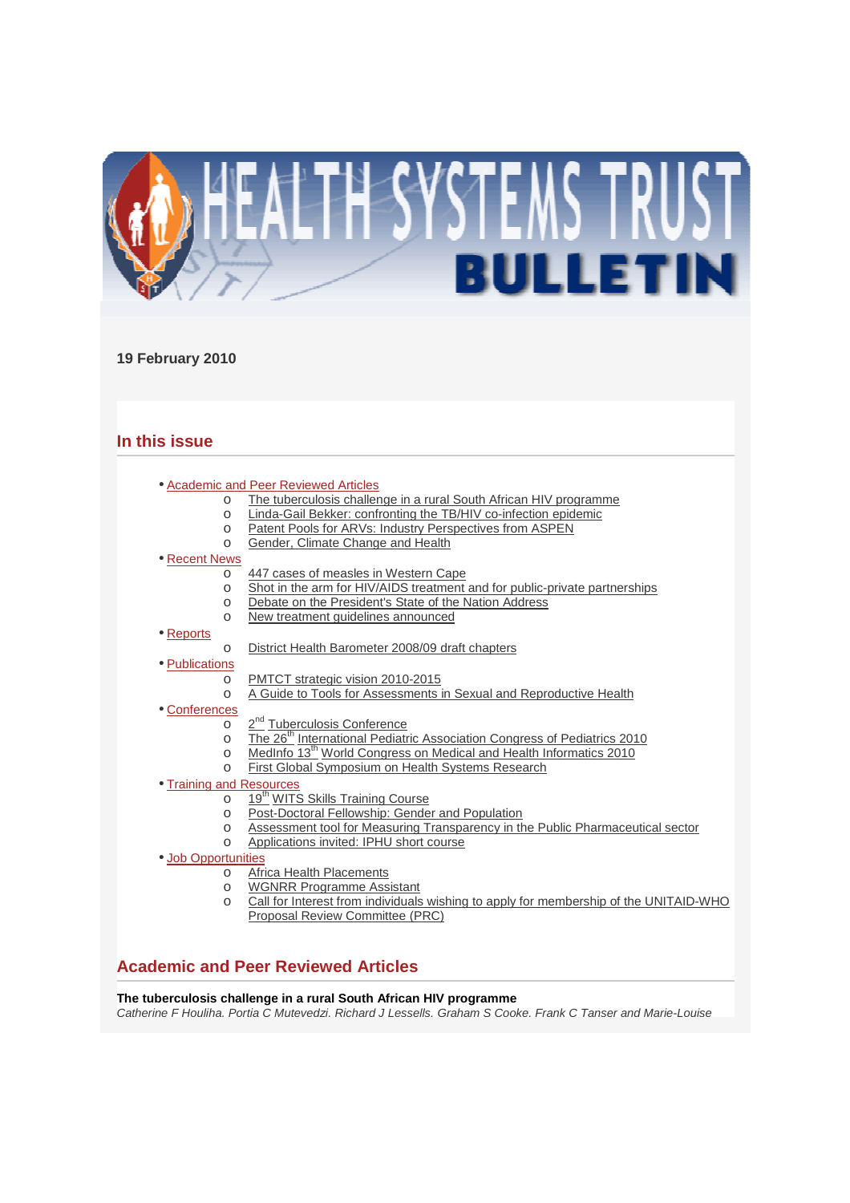# HEALTH SYSTEMS TRUST BULLETIN

**19 February 2010**

## In this issue

- Academic and Peer Reviewed Articles
  - The tuberculosis challenge in a rural South African HIV programme
  - Linda-Gail Bekker: confronting the TB/HIV co-infection epidemic
  - Patent Pools for ARVs: Industry Perspectives from ASPEN
  - Gender, Climate Change and Health
- Recent News
  - 447 cases of measles in Western Cape
  - Shot in the arm for HIV/AIDS treatment and for public-private partnerships
  - Debate on the President's State of the Nation Address
  - New treatment guidelines announced
- Reports
  - District Health Barometer 2008/09 draft chapters
- Publications
  - PMTCT strategic vision 2010-2015
  - A Guide to Tools for Assessments in Sexual and Reproductive Health
- Conferences
  - 2nd Tuberculosis Conference
  - The 26th International Pediatric Association Congress of Pediatrics 2010
  - MedInfo 13th World Congress on Medical and Health Informatics 2010
  - First Global Symposium on Health Systems Research
- Training and Resources
  - 19th WITS Skills Training Course
  - Post-Doctoral Fellowship: Gender and Population
  - Assessment tool for Measuring Transparency in the Public Pharmaceutical sector
  - Applications invited: IPHU short course
- Job Opportunities
  - Africa Health Placements
  - WGNRR Programme Assistant
  - Call for Interest from individuals wishing to apply for membership of the UNITAID-WHO Proposal Review Committee (PRC)

## Academic and Peer Reviewed Articles

**The tuberculosis challenge in a rural South African HIV programme**

*Catherine F Houliha. Portia C Mutevedzi. Richard J Lessells. Graham S Cooke. Frank C Tanser and Marie-Louise*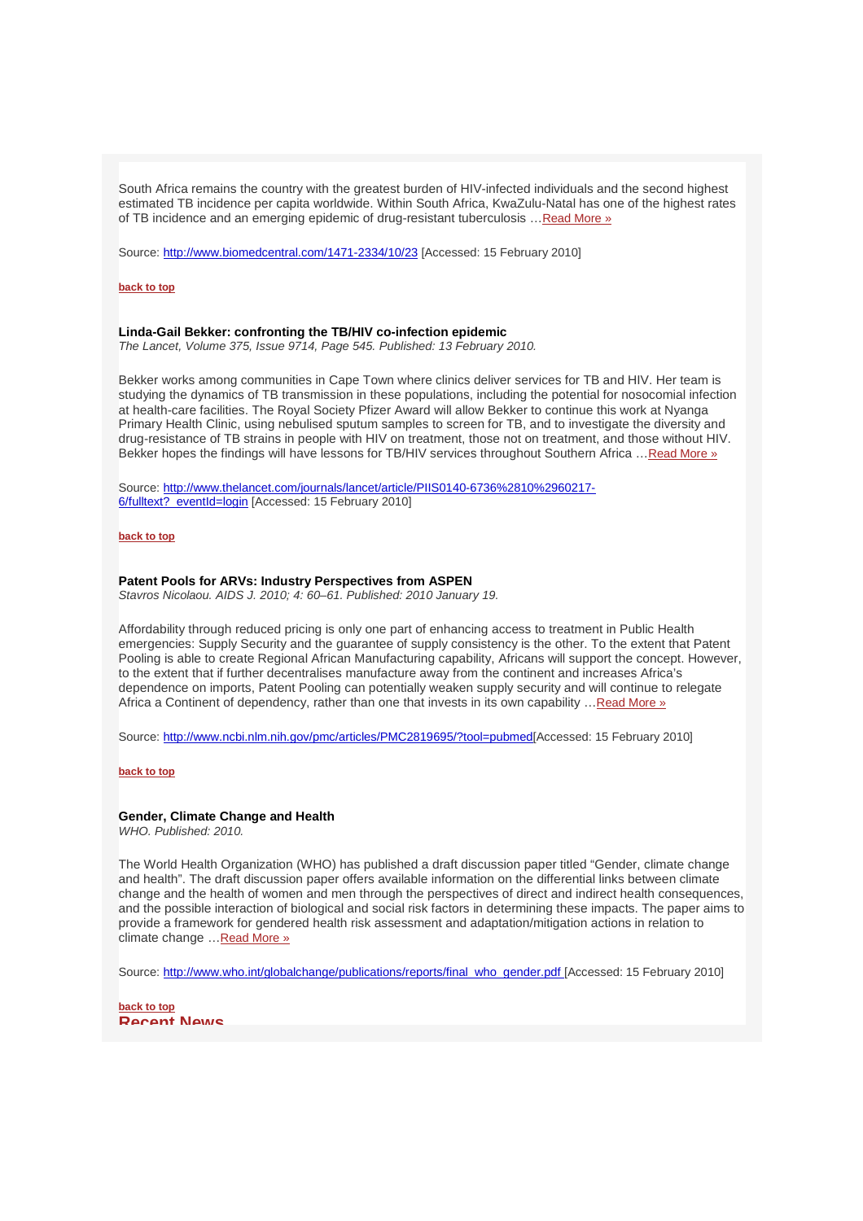South Africa remains the country with the greatest burden of HIV-infected individuals and the second highest estimated TB incidence per capita worldwide. Within South Africa, KwaZulu-Natal has one of the highest rates of TB incidence and an emerging epidemic of drug-resistant tuberculosis …Read More »

Source: http://www.biomedcentral.com/1471-2334/10/23 [Accessed: 15 February 2010]

**back to top**

**Linda-Gail Bekker: confronting the TB/HIV co-infection epidemic**
*The Lancet, Volume 375, Issue 9714, Page 545. Published: 13 February 2010.*

Bekker works among communities in Cape Town where clinics deliver services for TB and HIV. Her team is studying the dynamics of TB transmission in these populations, including the potential for nosocomial infection at health-care facilities. The Royal Society Pfizer Award will allow Bekker to continue this work at Nyanga Primary Health Clinic, using nebulised sputum samples to screen for TB, and to investigate the diversity and drug-resistance of TB strains in people with HIV on treatment, those not on treatment, and those without HIV. Bekker hopes the findings will have lessons for TB/HIV services throughout Southern Africa …Read More »

Source: http://www.thelancet.com/journals/lancet/article/PIIS0140-6736%2810%2960217-6/fulltext?_eventId=login [Accessed: 15 February 2010]

**back to top**

**Patent Pools for ARVs: Industry Perspectives from ASPEN**
*Stavros Nicolaou. AIDS J. 2010; 4: 60–61. Published: 2010 January 19.*

Affordability through reduced pricing is only one part of enhancing access to treatment in Public Health emergencies: Supply Security and the guarantee of supply consistency is the other. To the extent that Patent Pooling is able to create Regional African Manufacturing capability, Africans will support the concept. However, to the extent that if further decentralises manufacture away from the continent and increases Africa's dependence on imports, Patent Pooling can potentially weaken supply security and will continue to relegate Africa a Continent of dependency, rather than one that invests in its own capability …Read More »

Source: http://www.ncbi.nlm.nih.gov/pmc/articles/PMC2819695/?tool=pubmed[Accessed: 15 February 2010]

**back to top**

**Gender, Climate Change and Health**
*WHO. Published: 2010.*

The World Health Organization (WHO) has published a draft discussion paper titled "Gender, climate change and health". The draft discussion paper offers available information on the differential links between climate change and the health of women and men through the perspectives of direct and indirect health consequences, and the possible interaction of biological and social risk factors in determining these impacts. The paper aims to provide a framework for gendered health risk assessment and adaptation/mitigation actions in relation to climate change …Read More »

Source: http://www.who.int/globalchange/publications/reports/final_who_gender.pdf [Accessed: 15 February 2010]

**back to top**

## Recent News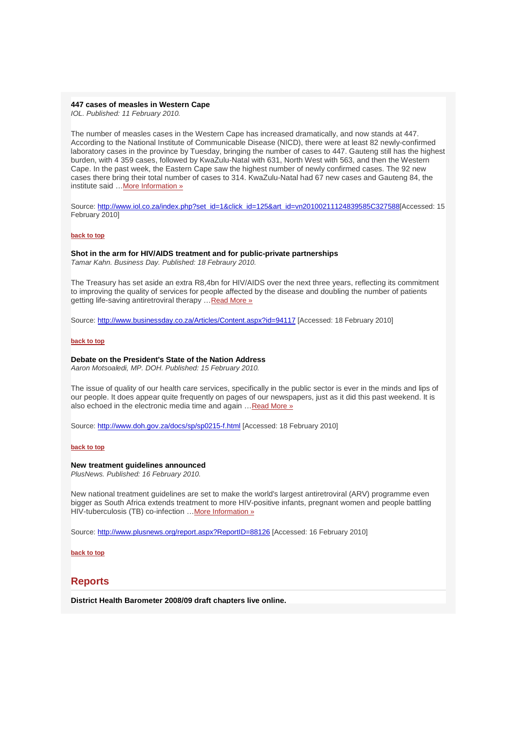**447 cases of measles in Western Cape**
*IOL. Published: 11 February 2010.*

The number of measles cases in the Western Cape has increased dramatically, and now stands at 447. According to the National Institute of Communicable Disease (NICD), there were at least 82 newly-confirmed laboratory cases in the province by Tuesday, bringing the number of cases to 447. Gauteng still has the highest burden, with 4 359 cases, followed by KwaZulu-Natal with 631, North West with 563, and then the Western Cape. In the past week, the Eastern Cape saw the highest number of newly confirmed cases. The 92 new cases there bring their total number of cases to 314. KwaZulu-Natal had 67 new cases and Gauteng 84, the institute said …More Information »

Source: http://www.iol.co.za/index.php?set_id=1&click_id=125&art_id=vn20100211124839585C327588[Accessed: 15 February 2010]

back to top

**Shot in the arm for HIV/AIDS treatment and for public-private partnerships**
*Tamar Kahn. Business Day. Published: 18 Febraury 2010.*

The Treasury has set aside an extra R8,4bn for HIV/AIDS over the next three years, reflecting its commitment to improving the quality of services for people affected by the disease and doubling the number of patients getting life-saving antiretroviral therapy …Read More »

Source: http://www.businessday.co.za/Articles/Content.aspx?id=94117 [Accessed: 18 February 2010]

back to top

**Debate on the President's State of the Nation Address**
*Aaron Motsoaledi, MP. DOH. Published: 15 February 2010.*

The issue of quality of our health care services, specifically in the public sector is ever in the minds and lips of our people. It does appear quite frequently on pages of our newspapers, just as it did this past weekend. It is also echoed in the electronic media time and again …Read More »

Source: http://www.doh.gov.za/docs/sp/sp0215-f.html [Accessed: 18 February 2010]

back to top

**New treatment guidelines announced**
*PlusNews. Published: 16 February 2010.*

New national treatment guidelines are set to make the world's largest antiretroviral (ARV) programme even bigger as South Africa extends treatment to more HIV-positive infants, pregnant women and people battling HIV-tuberculosis (TB) co-infection …More Information »

Source: http://www.plusnews.org/report.aspx?ReportID=88126 [Accessed: 16 February 2010]

back to top

## Reports

**District Health Barometer 2008/09 draft chapters live online.**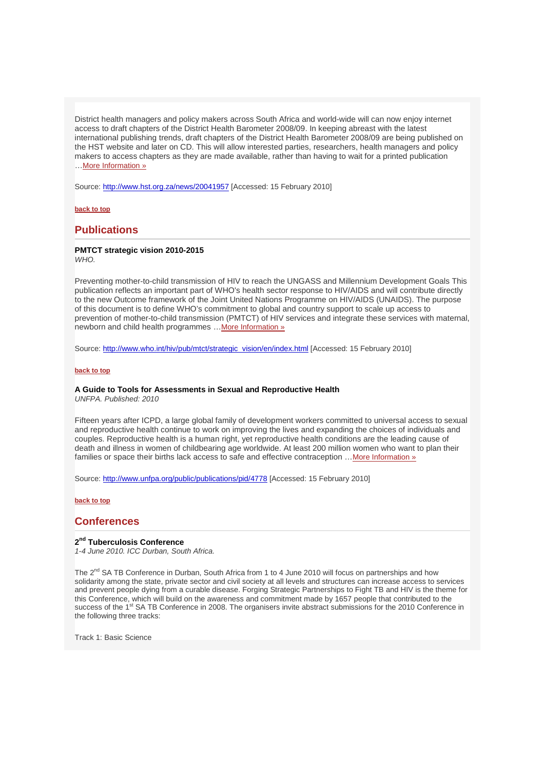District health managers and policy makers across South Africa and world-wide will can now enjoy internet access to draft chapters of the District Health Barometer 2008/09. In keeping abreast with the latest international publishing trends, draft chapters of the District Health Barometer 2008/09 are being published on the HST website and later on CD. This will allow interested parties, researchers, health managers and policy makers to access chapters as they are made available, rather than having to wait for a printed publication …More Information »

Source: http://www.hst.org.za/news/20041957 [Accessed: 15 February 2010]

**back to top**

## Publications

**PMTCT strategic vision 2010-2015**
*WHO.*

Preventing mother-to-child transmission of HIV to reach the UNGASS and Millennium Development Goals This publication reflects an important part of WHO's health sector response to HIV/AIDS and will contribute directly to the new Outcome framework of the Joint United Nations Programme on HIV/AIDS (UNAIDS). The purpose of this document is to define WHO's commitment to global and country support to scale up access to prevention of mother-to-child transmission (PMTCT) of HIV services and integrate these services with maternal, newborn and child health programmes …More Information »

Source: http://www.who.int/hiv/pub/mtct/strategic_vision/en/index.html [Accessed: 15 February 2010]

**back to top**

**A Guide to Tools for Assessments in Sexual and Reproductive Health**
*UNFPA. Published: 2010*

Fifteen years after ICPD, a large global family of development workers committed to universal access to sexual and reproductive health continue to work on improving the lives and expanding the choices of individuals and couples. Reproductive health is a human right, yet reproductive health conditions are the leading cause of death and illness in women of childbearing age worldwide. At least 200 million women who want to plan their families or space their births lack access to safe and effective contraception …More Information »

Source: http://www.unfpa.org/public/publications/pid/4778 [Accessed: 15 February 2010]

**back to top**

## Conferences

**2nd Tuberculosis Conference**
*1-4 June 2010. ICC Durban, South Africa.*

The 2nd SA TB Conference in Durban, South Africa from 1 to 4 June 2010 will focus on partnerships and how solidarity among the state, private sector and civil society at all levels and structures can increase access to services and prevent people dying from a curable disease. Forging Strategic Partnerships to Fight TB and HIV is the theme for this Conference, which will build on the awareness and commitment made by 1657 people that contributed to the success of the 1st SA TB Conference in 2008. The organisers invite abstract submissions for the 2010 Conference in the following three tracks:

Track 1: Basic Science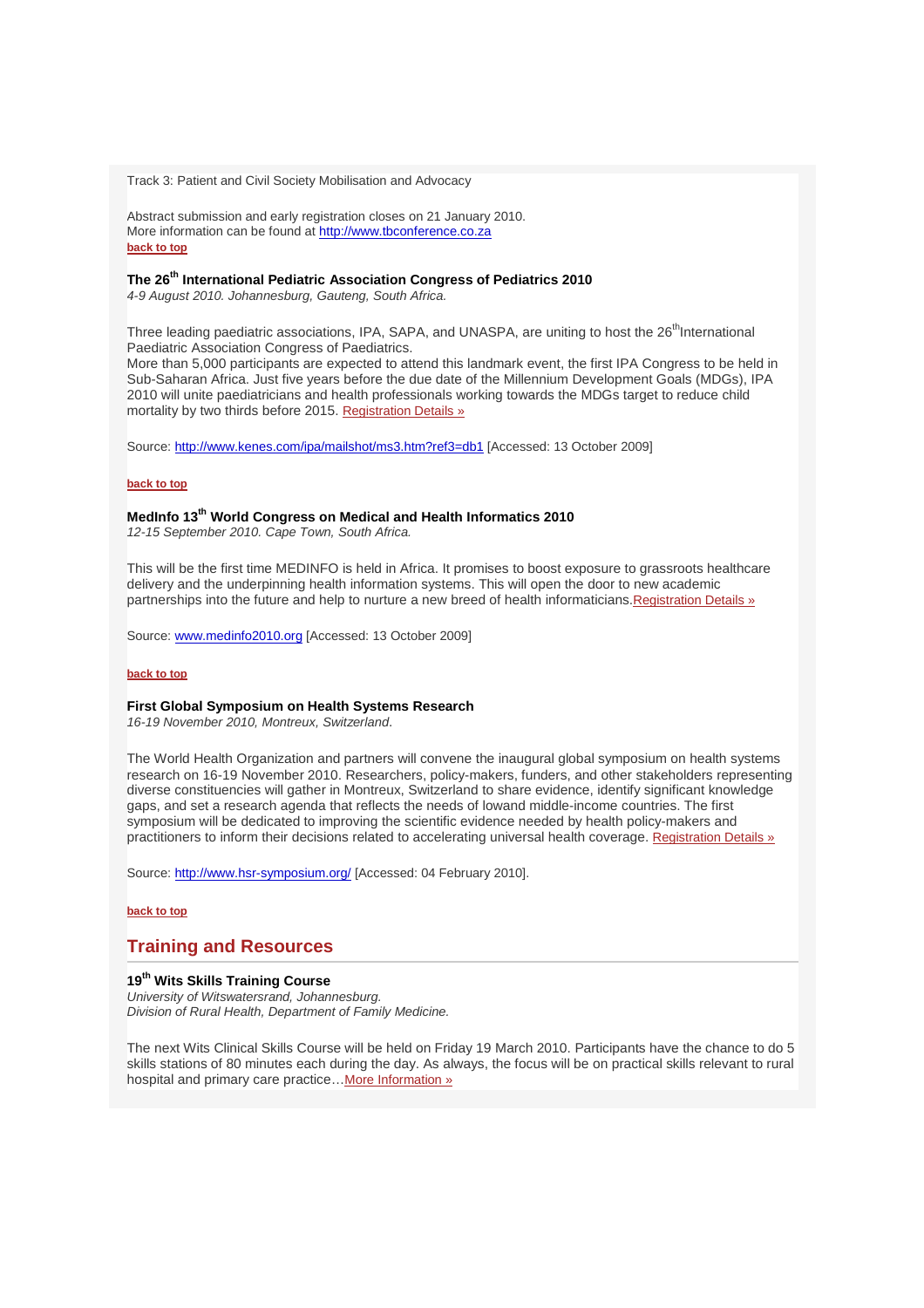Track 3: Patient and Civil Society Mobilisation and Advocacy

Abstract submission and early registration closes on 21 January 2010.
More information can be found at http://www.tbconference.co.za
**back to top**

### The 26th International Pediatric Association Congress of Pediatrics 2010

*4-9 August 2010. Johannesburg, Gauteng, South Africa.*

Three leading paediatric associations, IPA, SAPA, and UNASPA, are uniting to host the 26th International Paediatric Association Congress of Paediatrics.
More than 5,000 participants are expected to attend this landmark event, the first IPA Congress to be held in Sub-Saharan Africa. Just five years before the due date of the Millennium Development Goals (MDGs), IPA 2010 will unite paediatricians and health professionals working towards the MDGs target to reduce child mortality by two thirds before 2015. Registration Details »

Source: http://www.kenes.com/ipa/mailshot/ms3.htm?ref3=db1 [Accessed: 13 October 2009]

**back to top**

### MedInfo 13th World Congress on Medical and Health Informatics 2010

*12-15 September 2010. Cape Town, South Africa.*

This will be the first time MEDINFO is held in Africa. It promises to boost exposure to grassroots healthcare delivery and the underpinning health information systems. This will open the door to new academic partnerships into the future and help to nurture a new breed of health informaticians. Registration Details »

Source: www.medinfo2010.org [Accessed: 13 October 2009]

**back to top**

### First Global Symposium on Health Systems Research

*16-19 November 2010, Montreux, Switzerland.*

The World Health Organization and partners will convene the inaugural global symposium on health systems research on 16-19 November 2010. Researchers, policy-makers, funders, and other stakeholders representing diverse constituencies will gather in Montreux, Switzerland to share evidence, identify significant knowledge gaps, and set a research agenda that reflects the needs of lowand middle-income countries. The first symposium will be dedicated to improving the scientific evidence needed by health policy-makers and practitioners to inform their decisions related to accelerating universal health coverage. Registration Details »

Source: http://www.hsr-symposium.org/ [Accessed: 04 February 2010].

**back to top**

## Training and Resources

### 19th Wits Skills Training Course

*University of Witswatersrand, Johannesburg.*
*Division of Rural Health, Department of Family Medicine.*

The next Wits Clinical Skills Course will be held on Friday 19 March 2010. Participants have the chance to do 5 skills stations of 80 minutes each during the day. As always, the focus will be on practical skills relevant to rural hospital and primary care practice…More Information »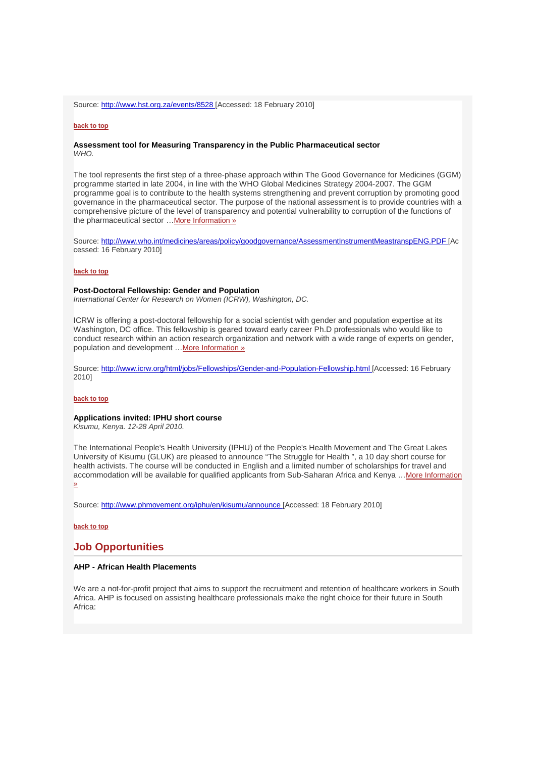Source: http://www.hst.org.za/events/8528 [Accessed: 18 February 2010]

back to top

**Assessment tool for Measuring Transparency in the Public Pharmaceutical sector**
*WHO.*

The tool represents the first step of a three-phase approach within The Good Governance for Medicines (GGM) programme started in late 2004, in line with the WHO Global Medicines Strategy 2004-2007. The GGM programme goal is to contribute to the health systems strengthening and prevent corruption by promoting good governance in the pharmaceutical sector. The purpose of the national assessment is to provide countries with a comprehensive picture of the level of transparency and potential vulnerability to corruption of the functions of the pharmaceutical sector …More Information »

Source: http://www.who.int/medicines/areas/policy/goodgovernance/AssessmentInstrumentMeastranspENG.PDF [Accessed: 16 February 2010]

back to top

**Post-Doctoral Fellowship: Gender and Population**
*International Center for Research on Women (ICRW), Washington, DC.*

ICRW is offering a post-doctoral fellowship for a social scientist with gender and population expertise at its Washington, DC office. This fellowship is geared toward early career Ph.D professionals who would like to conduct research within an action research organization and network with a wide range of experts on gender, population and development …More Information »

Source: http://www.icrw.org/html/jobs/Fellowships/Gender-and-Population-Fellowship.html [Accessed: 16 February 2010]

back to top

**Applications invited: IPHU short course**
*Kisumu, Kenya. 12-28 April 2010.*

The International People's Health University (IPHU) of the People's Health Movement and The Great Lakes University of Kisumu (GLUK) are pleased to announce "The Struggle for Health ", a 10 day short course for health activists. The course will be conducted in English and a limited number of scholarships for travel and accommodation will be available for qualified applicants from Sub-Saharan Africa and Kenya …More Information »

Source: http://www.phmovement.org/iphu/en/kisumu/announce [Accessed: 18 February 2010]

back to top

## Job Opportunities

**AHP - African Health Placements**

We are a not-for-profit project that aims to support the recruitment and retention of healthcare workers in South Africa. AHP is focused on assisting healthcare professionals make the right choice for their future in South Africa: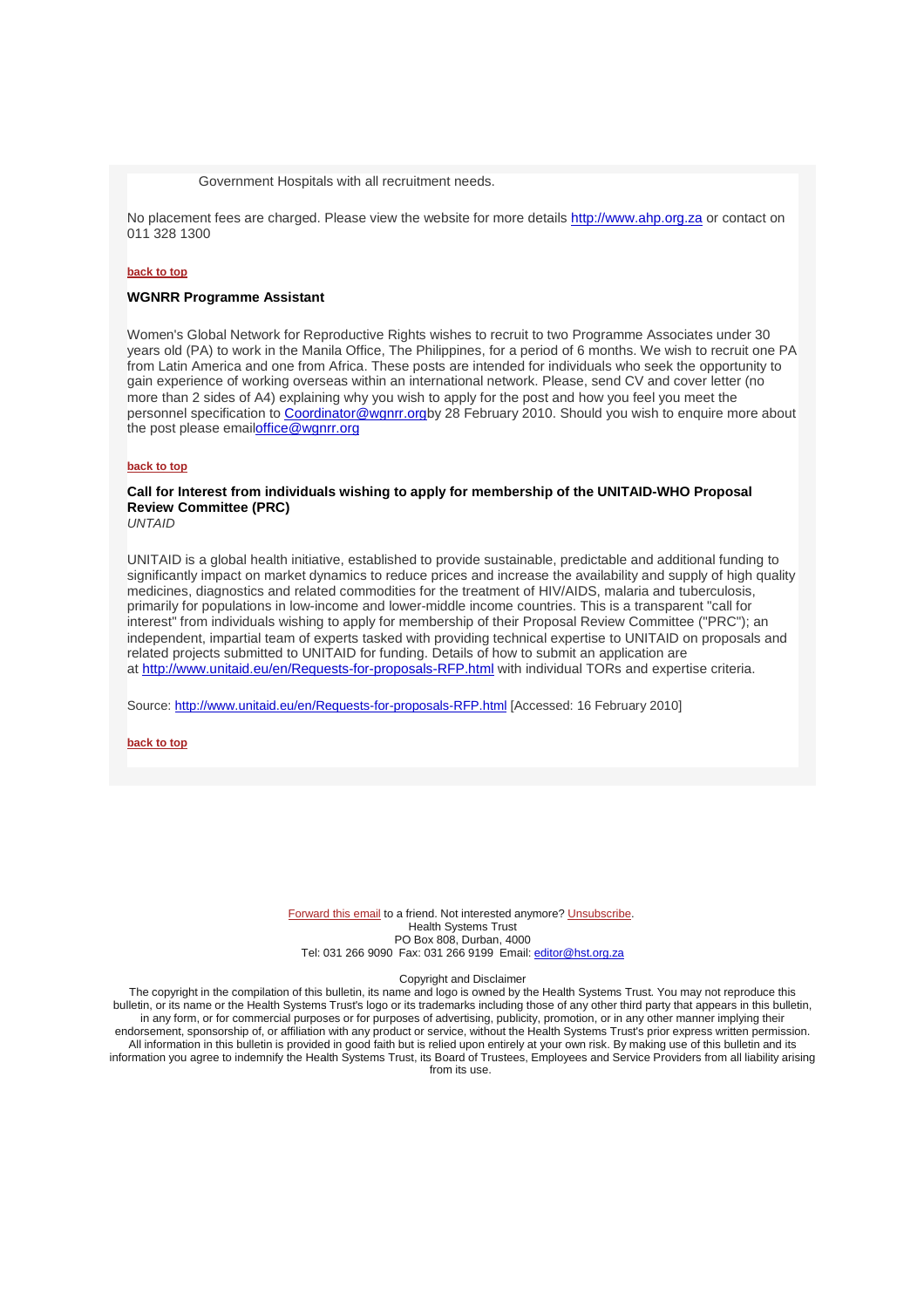Government Hospitals with all recruitment needs.

No placement fees are charged. Please view the website for more details http://www.ahp.org.za or contact on 011 328 1300

**back to top**

**WGNRR Programme Assistant**

Women's Global Network for Reproductive Rights wishes to recruit to two Programme Associates under 30 years old (PA) to work in the Manila Office, The Philippines, for a period of 6 months. We wish to recruit one PA from Latin America and one from Africa. These posts are intended for individuals who seek the opportunity to gain experience of working overseas within an international network. Please, send CV and cover letter (no more than 2 sides of A4) explaining why you wish to apply for the post and how you feel you meet the personnel specification to Coordinator@wgnrr.orgby 28 February 2010. Should you wish to enquire more about the post please emailoffice@wgnrr.org

**back to top**

**Call for Interest from individuals wishing to apply for membership of the UNITAID-WHO Proposal Review Committee (PRC)**
*UNTAID*

UNITAID is a global health initiative, established to provide sustainable, predictable and additional funding to significantly impact on market dynamics to reduce prices and increase the availability and supply of high quality medicines, diagnostics and related commodities for the treatment of HIV/AIDS, malaria and tuberculosis, primarily for populations in low-income and lower-middle income countries. This is a transparent "call for interest" from individuals wishing to apply for membership of their Proposal Review Committee ("PRC"); an independent, impartial team of experts tasked with providing technical expertise to UNITAID on proposals and related projects submitted to UNITAID for funding. Details of how to submit an application are at http://www.unitaid.eu/en/Requests-for-proposals-RFP.html with individual TORs and expertise criteria.

Source: http://www.unitaid.eu/en/Requests-for-proposals-RFP.html [Accessed: 16 February 2010]

**back to top**

Forward this email to a friend. Not interested anymore? Unsubscribe.
Health Systems Trust
PO Box 808, Durban, 4000
Tel: 031 266 9090 Fax: 031 266 9199 Email: editor@hst.org.za

Copyright and Disclaimer
The copyright in the compilation of this bulletin, its name and logo is owned by the Health Systems Trust. You may not reproduce this bulletin, or its name or the Health Systems Trust's logo or its trademarks including those of any other third party that appears in this bulletin, in any form, or for commercial purposes or for purposes of advertising, publicity, promotion, or in any other manner implying their endorsement, sponsorship of, or affiliation with any product or service, without the Health Systems Trust's prior express written permission. All information in this bulletin is provided in good faith but is relied upon entirely at your own risk. By making use of this bulletin and its information you agree to indemnify the Health Systems Trust, its Board of Trustees, Employees and Service Providers from all liability arising from its use.